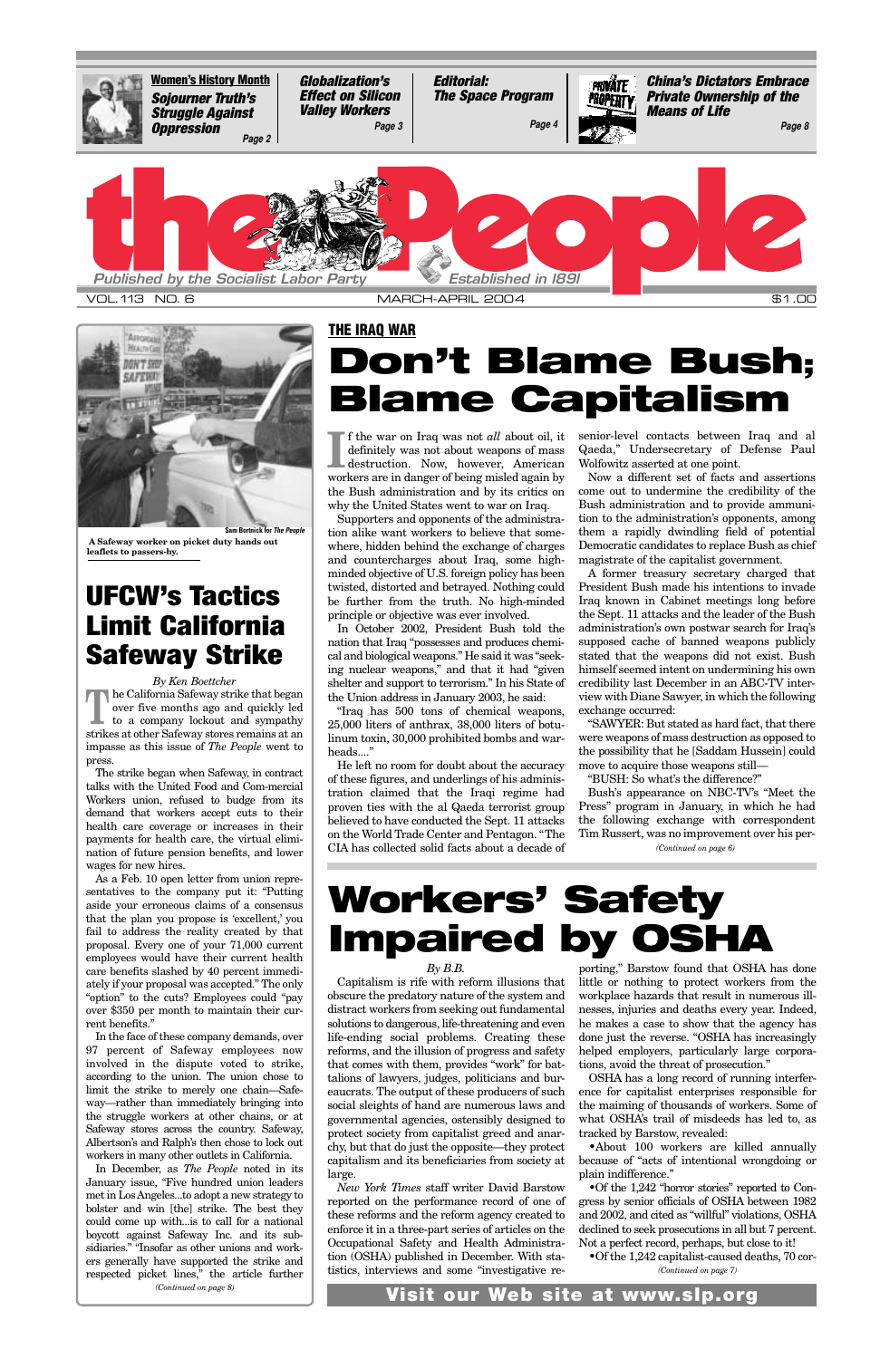**Women's History Month**
**Sojourner Truth's Struggle Against Oppression** — Page 2

**Globalization's Effect on Silicon Valley Workers** — Page 3

**Editorial: The Space Program** — Page 4

**China's Dictators Embrace Private Ownership of the Means of Life** — Page 8

# the People

Published by the Socialist Labor Party — Established in 1891

VOL. 113 NO. 6 — MARCH-APRIL 2004 — $1.00

Sam Bortnick for *The People*

**A Safeway worker on picket duty hands out leaflets to passers-by.**

## UFCW's Tactics Limit California Safeway Strike

*By Ken Boettcher*

The California Safeway strike that began over five months ago and quickly led to a company lockout and sympathy strikes at other Safeway stores remains at an impasse as this issue of *The People* went to press.

The strike began when Safeway, in contract talks with the United Food and Com-mercial Workers union, refused to budge from its demand that workers accept cuts to their health care coverage or increases in their payments for health care, the virtual elimination of future pension benefits, and lower wages for new hires.

As a Feb. 10 open letter from union representatives to the company put it: "Putting aside your erroneous claims of a consensus that the plan you propose is 'excellent,' you fail to address the reality created by that proposal. Every one of your 71,000 current employees would have their current health care benefits slashed by 40 percent immediately if your proposal was accepted." The only "option" to the cuts? Employees could "pay over $350 per month to maintain their current benefits."

In the face of these company demands, over 97 percent of Safeway employees now involved in the dispute voted to strike, according to the union. The union chose to limit the strike to merely one chain—Safeway—rather than immediately bringing into the struggle workers at other chains, or at Safeway stores across the country. Safeway, Albertson's and Ralph's then chose to lock out workers in many other outlets in California.

In December, as *The People* noted in its January issue, "Five hundred union leaders met in Los Angeles...to adopt a new strategy to bolster and win [the] strike. The best they could come up with...is to call for a national boycott against Safeway Inc. and its subsidiaries." "Insofar as other unions and workers generally have supported the strike and respected picket lines," the article further

*(Continued on page 8)*

**THE IRAQ WAR**

# Don't Blame Bush; Blame Capitalism

If the war on Iraq was not *all* about oil, it definitely was not about weapons of mass destruction. Now, however, American workers are in danger of being misled again by the Bush administration and by its critics on why the United States went to war on Iraq.

Supporters and opponents of the administration alike want workers to believe that somewhere, hidden behind the exchange of charges and countercharges about Iraq, some high-minded objective of U.S. foreign policy has been twisted, distorted and betrayed. Nothing could be further from the truth. No high-minded principle or objective was ever involved.

In October 2002, President Bush told the nation that Iraq "possesses and produces chemical and biological weapons." He said it was "seeking nuclear weapons," and that it had "given shelter and support to terrorism." In his State of the Union address in January 2003, he said:

"Iraq has 500 tons of chemical weapons, 25,000 liters of anthrax, 38,000 liters of botulinum toxin, 30,000 prohibited bombs and warheads...."

He left no room for doubt about the accuracy of these figures, and underlings of his administration claimed that the Iraqi regime had proven ties with the al Qaeda terrorist group believed to have conducted the Sept. 11 attacks on the World Trade Center and Pentagon. "The CIA has collected solid facts about a decade of senior-level contacts between Iraq and al Qaeda," Undersecretary of Defense Paul Wolfowitz asserted at one point.

Now a different set of facts and assertions come out to undermine the credibility of the Bush administration and to provide ammunition to the administration's opponents, among them a rapidly dwindling field of potential Democratic candidates to replace Bush as chief magistrate of the capitalist government.

A former treasury secretary charged that President Bush made his intentions to invade Iraq known in Cabinet meetings long before the Sept. 11 attacks and the leader of the Bush administration's own postwar search for Iraq's supposed cache of banned weapons publicly stated that the weapons did not exist. Bush himself seemed intent on undermining his own credibility last December in an ABC-TV interview with Diane Sawyer, in which the following exchange occurred:

"SAWYER: But stated as hard fact, that there were weapons of mass destruction as opposed to the possibility that he [Saddam Hussein] could move to acquire those weapons still—

"BUSH: So what's the difference?"

Bush's appearance on NBC-TV's "Meet the Press" program in January, in which he had the following exchange with correspondent Tim Russert, was no improvement over his per-

*(Continued on page 6)*

# Workers' Safety Impaired by OSHA

*By B.B.*

Capitalism is rife with reform illusions that obscure the predatory nature of the system and distract workers from seeking out fundamental solutions to dangerous, life-threatening and even life-ending social problems. Creating these reforms, and the illusion of progress and safety that comes with them, provides "work" for battalions of lawyers, judges, politicians and bureaucrats. The output of these producers of such social sleights of hand are numerous laws and governmental agencies, ostensibly designed to protect society from capitalist greed and anarchy, but that do just the opposite—they protect capitalism and its beneficiaries from society at large.

*New York Times* staff writer David Barstow reported on the performance record of one of these reforms and the reform agency created to enforce it in a three-part series of articles on the Occupational Safety and Health Administration (OSHA) published in December. With statistics, interviews and some "investigative reporting," Barstow found that OSHA has done little or nothing to protect workers from the workplace hazards that result in numerous illnesses, injuries and deaths every year. Indeed, he makes a case to show that the agency has done just the reverse. "OSHA has increasingly helped employers, particularly large corporations, avoid the threat of prosecution."

OSHA has a long record of running interference for capitalist enterprises responsible for the maiming of thousands of workers. Some of what OSHA's trail of misdeeds has led to, as tracked by Barstow, revealed:

- About 100 workers are killed annually because of "acts of intentional wrongdoing or plain indifference."
- Of the 1,242 "horror stories" reported to Congress by senior officials of OSHA between 1982 and 2002, and cited as "willful" violations, OSHA declined to seek prosecutions in all but 7 percent. Not a perfect record, perhaps, but close to it!
- Of the 1,242 capitalist-caused deaths, 70 cor-

*(Continued on page 7)*

**Visit our Web site at www.slp.org**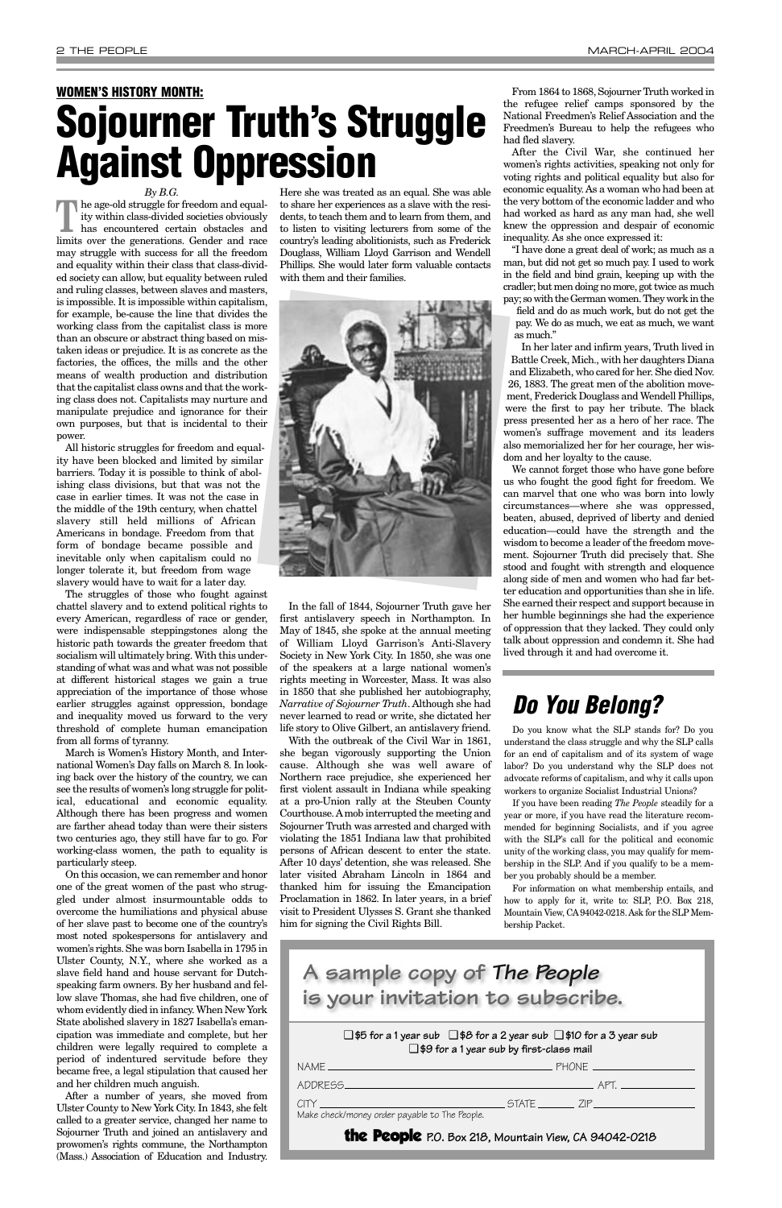**WOMEN'S HISTORY MONTH:**

# Sojourner Truth's Struggle Against Oppression

*By B.G.*

The age-old struggle for freedom and equality within class-divided societies obviously has encountered certain obstacles and limits over the generations. Gender and race may struggle with success for all the freedom and equality within their class that class-divided society can allow, but equality between ruled and ruling classes, between slaves and masters, is impossible. It is impossible within capitalism, for example, be-cause the line that divides the working class from the capitalist class is more than an obscure or abstract thing based on mistaken ideas or prejudice. It is as concrete as the factories, the offices, the mills and the other means of wealth production and distribution that the capitalist class owns and that the working class does not. Capitalists may nurture and manipulate prejudice and ignorance for their own purposes, but that is incidental to their power.

All historic struggles for freedom and equality have been blocked and limited by similar barriers. Today it is possible to think of abolishing class divisions, but that was not the case in earlier times. It was not the case in the middle of the 19th century, when chattel slavery still held millions of African Americans in bondage. Freedom from that form of bondage became possible and inevitable only when capitalism could no longer tolerate it, but freedom from wage slavery would have to wait for a later day.

The struggles of those who fought against chattel slavery and to extend political rights to every American, regardless of race or gender, were indispensable steppingstones along the historic path towards the greater freedom that socialism will ultimately bring. With this understanding of what was and what was not possible at different historical stages we gain a true appreciation of the importance of those whose earlier struggles against oppression, bondage and inequality moved us forward to the very threshold of complete human emancipation from all forms of tyranny.

March is Women's History Month, and International Women's Day falls on March 8. In looking back over the history of the country, we can see the results of women's long struggle for political, educational and economic equality. Although there has been progress and women are farther ahead today than were their sisters two centuries ago, they still have far to go. For working-class women, the path to equality is particularly steep.

On this occasion, we can remember and honor one of the great women of the past who struggled under almost insurmountable odds to overcome the humiliations and physical abuse of her slave past to become one of the country's most noted spokespersons for antislavery and women's rights. She was born Isabella in 1795 in Ulster County, N.Y., where she worked as a slave field hand and house servant for Dutch-speaking farm owners. By her husband and fellow slave Thomas, she had five children, one of whom evidently died in infancy. When New York State abolished slavery in 1827 Isabella's emancipation was immediate and complete, but her children were legally required to complete a period of indentured servitude before they became free, a legal stipulation that caused her and her children much anguish.

After a number of years, she moved from Ulster County to New York City. In 1843, she felt called to a greater service, changed her name to Sojourner Truth and joined an antislavery and prowomen's rights commune, the Northampton (Mass.) Association of Education and Industry. Here she was treated as an equal. She was able to share her experiences as a slave with the residents, to teach them and to learn from them, and to listen to visiting lecturers from some of the country's leading abolitionists, such as Frederick Douglass, William Lloyd Garrison and Wendell Phillips. She would later form valuable contacts with them and their families.

In the fall of 1844, Sojourner Truth gave her first antislavery speech in Northampton. In May of 1845, she spoke at the annual meeting of William Lloyd Garrison's Anti-Slavery Society in New York City. In 1850, she was one of the speakers at a large national women's rights meeting in Worcester, Mass. It was also in 1850 that she published her autobiography, *Narrative of Sojourner Truth*. Although she had never learned to read or write, she dictated her life story to Olive Gilbert, an antislavery friend.

With the outbreak of the Civil War in 1861, she began vigorously supporting the Union cause. Although she was well aware of Northern race prejudice, she experienced her first violent assault in Indiana while speaking at a pro-Union rally at the Steuben County Courthouse. A mob interrupted the meeting and Sojourner Truth was arrested and charged with violating the 1851 Indiana law that prohibited persons of African descent to enter the state. After 10 days' detention, she was released. She later visited Abraham Lincoln in 1864 and thanked him for issuing the Emancipation Proclamation in 1862. In later years, in a brief visit to President Ulysses S. Grant she thanked him for signing the Civil Rights Bill.

From 1864 to 1868, Sojourner Truth worked in the refugee relief camps sponsored by the National Freedmen's Relief Association and the Freedmen's Bureau to help the refugees who had fled slavery.

After the Civil War, she continued her women's rights activities, speaking not only for voting rights and political equality but also for economic equality. As a woman who had been at the very bottom of the economic ladder and who had worked as hard as any man had, she well knew the oppression and despair of economic inequality. As she once expressed it:

"I have done a great deal of work; as much as a man, but did not get so much pay. I used to work in the field and bind grain, keeping up with the cradler; but men doing no more, got twice as much pay; so with the German women. They work in the field and do as much work, but do not get the pay. We do as much, we eat as much, we want as much."

In her later and infirm years, Truth lived in Battle Creek, Mich., with her daughters Diana and Elizabeth, who cared for her. She died Nov. 26, 1883. The great men of the abolition movement, Frederick Douglass and Wendell Phillips, were the first to pay her tribute. The black press presented her as a hero of her race. The women's suffrage movement and its leaders also memorialized her for her courage, her wisdom and her loyalty to the cause.

We cannot forget those who have gone before us who fought the good fight for freedom. We can marvel that one who was born into lowly circumstances—where she was oppressed, beaten, abused, deprived of liberty and denied education—could have the strength and the wisdom to become a leader of the freedom movement. Sojourner Truth did precisely that. She stood and fought with strength and eloquence along side of men and women who had far better education and opportunities than she in life. She earned their respect and support because in her humble beginnings she had the experience of oppression that they lacked. They could only talk about oppression and condemn it. She had lived through it and had overcome it.

## *Do You Belong?*

Do you know what the SLP stands for? Do you understand the class struggle and why the SLP calls for an end of capitalism and of its system of wage labor? Do you understand why the SLP does not advocate reforms of capitalism, and why it calls upon workers to organize Socialist Industrial Unions?

If you have been reading *The People* steadily for a year or more, if you have read the literature recommended for beginning Socialists, and if you agree with the SLP's call for the political and economic unity of the working class, you may qualify for membership in the SLP. And if you qualify to be a member you probably should be a member.

For information on what membership entails, and how to apply for it, write to: SLP, P.O. Box 218, Mountain View, CA 94042-0218. Ask for the SLP Membership Packet.

## A sample copy of *The People* is your invitation to subscribe.

❑ $5 for a 1 year sub ❑ $8 for a 2 year sub ❑ $10 for a 3 year sub
❑ $9 for a 1 year sub by first-class mail

NAME ______________________ PHONE ____________

ADDRESS ______________________ APT. ________

CITY ______________ STATE ______ ZIP __________

Make check/money order payable to The People.

**the People** P.O. Box 218, Mountain View, CA 94042-0218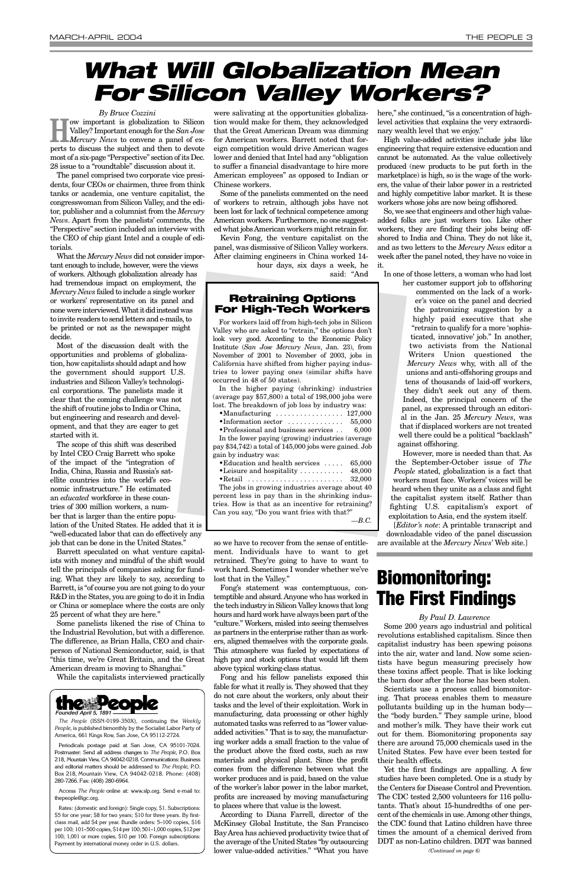# What Will Globalization Mean For Silicon Valley Workers?

*By Bruce Cozzini*

How important is globalization to Silicon Valley? Important enough for the *San Jose Mercury News* to convene a panel of experts to discuss the subject and then to devote most of a six-page "Perspective" section of its Dec. 28 issue to a "roundtable" discussion about it.

The panel comprised two corporate vice presidents, four CEOs or chairmen, three from think tanks or academia, one venture capitalist, the congresswoman from Silicon Valley, and the editor, publisher and a columnist from the *Mercury News*. Apart from the panelists' comments, the "Perspective" section included an interview with the CEO of chip giant Intel and a couple of editorials.

What the *Mercury News* did not consider important enough to include, however, were the views of workers. Although globalization already has had tremendous impact on employment, the *Mercury News* failed to include a single worker or workers' representative on its panel and none were interviewed. What it did instead was to invite readers to send letters and e-mails, to be printed or not as the newspaper might decide.

Most of the discussion dealt with the opportunities and problems of globalization, how capitalists should adapt and how the government should support U.S. industries and Silicon Valley's technological corporations. The panelists made it clear that the coming challenge was not the shift of routine jobs to India or China, but engineering and research and development, and that they are eager to get started with it.

The scope of this shift was described by Intel CEO Craig Barrett who spoke of the impact of the "integration of India, China, Russia and Russia's satellite countries into the world's economic infrastructure." He estimated an *educated* workforce in these countries of 300 million workers, a number that is larger than the entire population of the United States. He added that it is "well-educated labor that can do effectively any job that can be done in the United States."

Barrett speculated on what venture capitalists with money and mindful of the shift would tell the principals of companies asking for funding. What they are likely to say, according to Barrett, is "of course you are not going to do your R&D in the States, you are going to do it in India or China or someplace where the costs are only 25 percent of what they are here."

Some panelists likened the rise of China to the Industrial Revolution, but with a difference. The difference, as Brian Halla, CEO and chairperson of National Semiconductor, said, is that "this time, we're Great Britain, and the Great American dream is moving to Shanghai."

While the capitalists interviewed practically were salivating at the opportunities globalization would make for them, they acknowledged that the Great American Dream was dimming for American workers. Barrett noted that foreign competition would drive American wages lower and denied that Intel had any "obligation to suffer a financial disadvantage to hire more American employees" as opposed to Indian or Chinese workers.

Some of the panelists commented on the need of workers to retrain, although jobs have not been lost for lack of technical competence among American workers. Furthermore, no one suggested what jobs American workers might retrain for.

Kevin Fong, the venture capitalist on the panel, was dismissive of Silicon Valley workers. After claiming engineers in China worked 14-hour days, six days a week, he said: "And so we have to recover from the sense of entitlement. Individuals have to want to get retrained. They're going to have to want to work hard. Sometimes I wonder whether we've lost that in the Valley."

Fong's statement was contemptuous, contemptible and absurd. Anyone who has worked in the tech industry in Silicon Valley knows that long hours and hard work have always been part of the "culture." Workers, misled into seeing themselves as partners in the enterprise rather than as workers, aligned themselves with the corporate goals. This atmosphere was fueled by expectations of high pay and stock options that would lift them above typical working-class status.

Fong and his fellow panelists exposed this fable for what it really is. They showed that they do not care about the workers, only about their tasks and the level of their exploitation. Work in manufacturing, data processing or other highly automated tasks was referred to as "lower value-added activities." That is to say, the manufacturing worker adds a small fraction to the value of the product above the fixed costs, such as raw materials and physical plant. Since the profit comes from the difference between what the worker produces and is paid, based on the value of the worker's labor power in the labor market, profits are increased by moving manufacturing to places where that value is the lowest.

According to Diana Farrell, director of the McKinsey Global Institute, the San Francisco Bay Area has achieved productivity twice that of the average of the United States "by outsourcing lower value-added activities." "What you have here," she continued, "is a concentration of high-level activities that explains the very extraordinary wealth level that we enjoy."

High value-added activities include jobs like engineering that require extensive education and cannot be automated. As the value collectively produced (new products to be put forth in the marketplace) is high, so is the wage of the workers, the value of their labor power in a restricted and highly competitive labor market. It is these workers whose jobs are now being offshored.

So, we see that engineers and other high value-added folks are just workers too. Like other workers, they are finding their jobs being offshored to India and China. They do not like it, and as two letters to the *Mercury News* editor a week after the panel noted, they have no voice in it.

In one of those letters, a woman who had lost her customer support job to offshoring commented on the lack of a worker's voice on the panel and decried the patronizing suggestion by a highly paid executive that she "retrain to qualify for a more 'sophisticated, innovative' job." In another, two activists from the National Writers Union questioned the *Mercury News* why, with all of the unions and anti-offshoring groups and tens of thousands of laid-off workers, they didn't seek out any of them. Indeed, the principal concern of the panel, as expressed through an editorial in the Jan. 25 *Mercury News*, was that if displaced workers are not treated well there could be a political "backlash" against offshoring.

However, more is needed than that. As the September-October issue of *The People* stated, globalization is a fact that workers must face. Workers' voices will be heard when they unite as a class and fight the capitalist system itself. Rather than fighting U.S. capitalism's export of exploitation to Asia, end the system itself.

[*Editor's note*: A printable transcript and downloadable video of the panel discussion are available at the *Mercury News'* Web site.]

## Retraining Options For High-Tech Workers

For workers laid off from high-tech jobs in Silicon Valley who are asked to "retrain," the options don't look very good. According to the Economic Policy Institute (*San Jose Mercury News*, Jan. 23), from November of 2001 to November of 2003, jobs in California have shifted from higher paying industries to lower paying ones (similar shifts have occurred in 48 of 50 states).

In the higher paying (shrinking) industries (average pay $57,800) a total of 198,000 jobs were lost. The breakdown of job loss by industry was:

- Manufacturing ................ 127,000
- Information sector .............. 55,000
- Professional and business services .. 6,000

In the lower paying (growing) industries (average pay $34,742) a total of 145,000 jobs were gained. Job gain by industry was:

- Education and health services ..... 65,000
- Leisure and hospitality ........... 48,000
- Retail ........................ 32,000

The jobs in growing industries average about 40 percent less in pay than in the shrinking industries. How is that as an incentive for retraining? Can you say, "Do you want fries with that?"

*—B.C.*

---

**the People**
*Founded April 5, 1891*

*The People* (ISSN-0199-350X), continuing the *Weekly People*, is published bimonthly by the Socialist Labor Party of America, 661 Kings Row, San Jose, CA 95112-2724.

Periodicals postage paid at San Jose, CA 95101-7024. Postmaster: Send all address changes to *The People*, P.O. Box 218, Mountain View, CA 94042-0218. Communications: Business and editorial matters should be addressed to *The People*, P.O. Box 218, Mountain View, CA 94042-0218. Phone: (408) 280-7266. Fax: (408) 280-6964.

Access *The People* online at: www.slp.org. Send e-mail to: thepeople@igc.org.

Rates: (domestic and foreign): Single copy, $1. Subscriptions: $5 for one year; $8 for two years; $10 for three years. By first-class mail, add $4 per year. Bundle orders: 5–100 copies, $16 per 100; 101–500 copies, $14 per 100; 501–1,000 copies, $12 per 100; 1,001 or more copies, $10 per 100. Foreign subscriptions: Payment by international money order in U.S. dollars.

---

# Biomonitoring: The First Findings

*By Paul D. Lawrence*

Some 200 years ago industrial and political revolutions established capitalism. Since then capitalist industry has been spewing poisons into the air, water and land. Now some scientists have begun measuring precisely how these toxins affect people. That is like locking the barn door after the horse has been stolen.

Scientists use a process called biomonitoring. That process enables them to measure pollutants building up in the human body—the "body burden." They sample urine, blood and mother's milk. They have their work cut out for them. Biomonitoring proponents say there are around 75,000 chemicals used in the United States. Few have ever been tested for their health effects.

Yet the first findings are appalling. A few studies have been completed. One is a study by the Centers for Disease Control and Prevention. The CDC tested 2,500 volunteers for 116 pollutants. That's about 15-hundredths of one percent of the chemicals in use. Among other things, the CDC found that Latino children have three times the amount of a chemical derived from DDT as non-Latino children. DDT was banned

*(Continued on page 6)*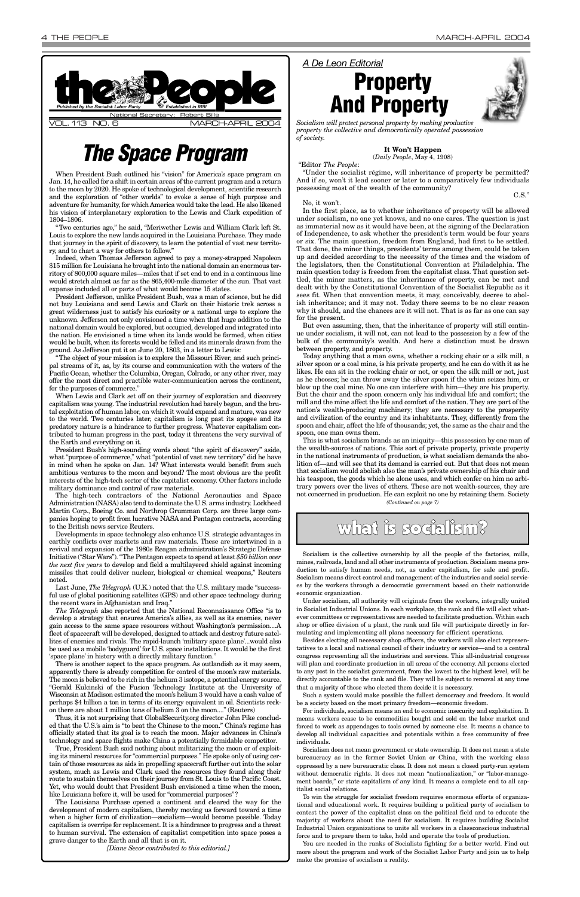# the People

*Published by the Socialist Labor Party* *Established in 1891*

National Secretary: Robert Bills

VOL. 113 NO. 6 MARCH-APRIL 2004

# The Space Program

When President Bush outlined his "vision" for America's space program on Jan. 14, he called for a shift in certain areas of the current program and a return to the moon by 2020. He spoke of technological development, scientific research and the exploration of "other worlds" to evoke a sense of high purpose and adventure for humanity, for which America would take the lead. He also likened his vision of interplanetary exploration to the Lewis and Clark expedition of 1804–1806.

"Two centuries ago," he said, "Meriwether Lewis and William Clark left St. Louis to explore the new lands acquired in the Louisiana Purchase. They made that journey in the spirit of discovery, to learn the potential of vast new territory, and to chart a way for others to follow."

Indeed, when Thomas Jefferson agreed to pay a money-strapped Napoleon $15 million for Louisiana he brought into the national domain an enormous territory of 800,000 square miles—miles that if set end to end in a continuous line would stretch almost as far as the 865,400-mile diameter of the sun. That vast expanse included all or parts of what would become 15 states.

President Jefferson, unlike President Bush, was a man of science, but he did not buy Louisiana and send Lewis and Clark on their historic trek across a great wilderness just to satisfy his curiosity or a national urge to explore the unknown. Jefferson not only envisioned a time when that huge addition to the national domain would be explored, but occupied, developed and integrated into the nation. He envisioned a time when its lands would be farmed, when cities would be built, when its forests would be felled and its minerals drawn from the ground. As Jefferson put it on June 20, 1803, in a letter to Lewis:

"The object of your mission is to explore the Missouri River, and such principal streams of it, as, by its course and communication with the waters of the Pacific Ocean, whether the Columbia, Oregan, Colrado, or any other river, may offer the most direct and practible water-communication across the continent, for the purposes of commerce."

When Lewis and Clark set off on their journey of exploration and discovery capitalism was young. The industrial revolution had barely begun, and the brutal exploitation of human labor, on which it would expand and mature, was new to the world. Two centuries later, capitalism is long past its apogee and its predatory nature is a hindrance to further progress. Whatever capitalism contributed to human progress in the past, today it threatens the very survival of the Earth and everything on it.

President Bush's high-sounding words about "the spirit of discovery" aside, what "purpose of commerce," what "potential of vast new territory" did he have in mind when he spoke on Jan. 14? What interests would benefit from such ambitious ventures to the moon and beyond? The most obvious are the profit interests of the high-tech sector of the capitalist economy. Other factors include military dominance and control of raw materials.

The high-tech contractors of the National Aeronautics and Space Administration (NASA) also tend to dominate the U.S. arms industry. Lockheed Martin Corp., Boeing Co. and Northrop Grumman Corp. are three large companies hoping to profit from lucrative NASA and Pentagon contracts, according to the British news service Reuters.

Developments in space technology also enhance U.S. strategic advantages in earthly conflicts over markets and raw materials. These are intertwined in a revival and expansion of the 1980s Reagan administration's Strategic Defense Initiative ("Star Wars"). "The Pentagon expects to spend at least *$50 billion over the next five years* to develop and field a multilayered shield against incoming missiles that could deliver nuclear, biological or chemical weapons," Reuters noted.

Last June, *The Telegraph* (U.K.) noted that the U.S. military made "successful use of global positioning satellites (GPS) and other space technology during the recent wars in Afghanistan and Iraq."

*The Telegraph* also reported that the National Reconnaissance Office "is to develop a strategy that ensures America's allies, as well as its enemies, never gain access to the same space resources without Washington's permission....A fleet of spacecraft will be developed, designed to attack and destroy future satellites of enemies and rivals. The rapid-launch 'military space plane'...would also be used as a mobile 'bodyguard' for U.S. space installations. It would be the first 'space plane' in history with a directly military function."

There is another aspect to the space program. As outlandish as it may seem, apparently there is already competition for control of the moon's raw materials. The moon is believed to be rich in the helium 3 isotope, a potential energy source. "Gerald Kulcinski of the Fusion Technology Institute at the University of Wisconsin at Madison estimated the moon's helium 3 would have a cash value of perhaps $4 billion a ton in terms of its energy equivalent in oil. Scientists reckon there are about 1 million tons of helium 3 on the moon...." (Reuters)

Thus, it is not surprising that GlobalSecurity.org director John Pike concluded that the U.S.'s aim is "to beat the Chinese to the moon." China's regime has officially stated that its goal is to reach the moon. Major advances in China's technology and space flights make China a potentially formidable competitor.

True, President Bush said nothing about militarizing the moon or of exploiting its mineral resources for "commercial purposes." He spoke only of using certain of those resources as aids in propelling spacecraft further out into the solar system, much as Lewis and Clark used the resources they found along their route to sustain themselves on their journey from St. Louis to the Pacific Coast. Yet, who would doubt that President Bush envisioned a time when the moon, like Louisiana before it, will be used for "commercial purposes"?

The Louisiana Purchase opened a continent and cleared the way for the development of modern capitalism, thereby moving us forward toward a time when a higher form of civilization—socialism—would become possible. Today capitalism is overripe for replacement. It is a hindrance to progress and a threat to human survival. The extension of capitalist competition into space poses a grave danger to the Earth and all that is on it.

*[Diane Secor contributed to this editorial.]*

*A De Leon Editorial*

# Property And Property

*Socialism will protect personal property by making productive property the collective and democratically operated possession of society.*

**It Won't Happen**
(*Daily People*, May 4, 1908)

"Editor *The People*:

"Under the socialist régime, will inheritance of property be permitted? And if so, won't it lead sooner or later to a comparatively few individuals possessing most of the wealth of the community?

C.S."

No, it won't.

In the first place, as to whether inheritance of property will be allowed under socialism, no one yet knows, and no one cares. The question is just as immaterial now as it would have been, at the signing of the Declaration of Independence, to ask whether the president's term would be four years or six. The main question, freedom from England, had first to be settled. That done, the minor things, presidents' terms among them, could be taken up and decided according to the necessity of the times and the wisdom of the legislators, then the Constitutional Convention at Philadelphia. The main question today is freedom from the capitalist class. That question settled, the minor matters, as the inheritance of property, can be met and dealt with by the Constitutional Convention of the Socialist Republic as it sees fit. When that convention meets, it may, conceivably, decree to abolish inheritance; and it may not. Today there seems to be no clear reason why it should, and the chances are it will not. That is as far as one can say for the present.

But even assuming, then, that the inheritance of property will still continue under socialism, it will not, can not lead to the possession by a few of the bulk of the community's wealth. And here a distinction must be drawn between property, and property.

Today anything that a man owns, whether a rocking chair or a silk mill, a silver spoon or a coal mine, is his private property, and he can do with it as he likes. He can sit in the rocking chair or not, or open the silk mill or not, just as he chooses; he can throw away the silver spoon if the whim seizes him, or blow up the coal mine. No one can interfere with him—they are his property. But the chair and the spoon concern only his individual life and comfort; the mill and the mine affect the life and comfort of the nation. They are part of the nation's wealth-producing machinery; they are necessary to the prosperity and civilization of the country and its inhabitants. They, differently from the spoon and chair, affect the life of thousands; yet, the same as the chair and the spoon, one man owns them.

This is what socialism brands as an iniquity—this possession by one man of the wealth-sources of nations. This sort of private property, private property in the national instruments of production, is what socialism demands the abolition of—and will see that its demand is carried out. But that does not mean that socialism would abolish also the man's private ownership of his chair and his teaspoon, the goods which he alone uses, and which confer on him no arbitrary powers over the lives of others. These are not wealth-sources, they are not concerned in production. He can exploit no one by retaining them. Society

*(Continued on page 7)*

## what is socialism?

Socialism is the collective ownership by all the people of the factories, mills, mines, railroads, land and all other instruments of production. Socialism means production to satisfy human needs, not, as under capitalism, for sale and profit. Socialism means direct control and management of the industries and social services by the workers through a democratic government based on their nationwide economic organization.

Under socialism, all authority will originate from the workers, integrally united in Socialist Industrial Unions. In each workplace, the rank and file will elect whatever committees or representatives are needed to facilitate production. Within each shop or office division of a plant, the rank and file will participate directly in formulating and implementing all plans necessary for efficient operations.

Besides electing all necessary shop officers, the workers will also elect representatives to a local and national council of their industry or service—and to a central congress representing all the industries and services. This all-industrial congress will plan and coordinate production in all areas of the economy. All persons elected to any post in the socialist government, from the lowest to the highest level, will be directly accountable to the rank and file. They will be subject to removal at any time that a majority of those who elected them decide it is necessary.

Such a system would make possible the fullest democracy and freedom. It would be a society based on the most primary freedom—economic freedom.

For individuals, socialism means an end to economic insecurity and exploitation. It means workers cease to be commodities bought and sold on the labor market and forced to work as appendages to tools owned by someone else. It means a chance to develop all individual capacities and potentials within a free community of free individuals.

Socialism does not mean government or state ownership. It does not mean a state bureaucracy as in the former Soviet Union or China, with the working class oppressed by a new bureaucratic class. It does not mean a closed party-run system without democratic rights. It does not mean "nationalization," or "labor-management boards," or state capitalism of any kind. It means a complete end to all capitalist social relations.

To win the struggle for socialist freedom requires enormous efforts of organizational and educational work. It requires building a political party of socialism to contest the power of the capitalist class on the political field and to educate the majority of workers about the need for socialism. It requires building Socialist Industrial Union organizations to unite all workers in a classconscious industrial force and to prepare them to take, hold and operate the tools of production.

You are needed in the ranks of Socialists fighting for a better world. Find out more about the program and work of the Socialist Labor Party and join us to help make the promise of socialism a reality.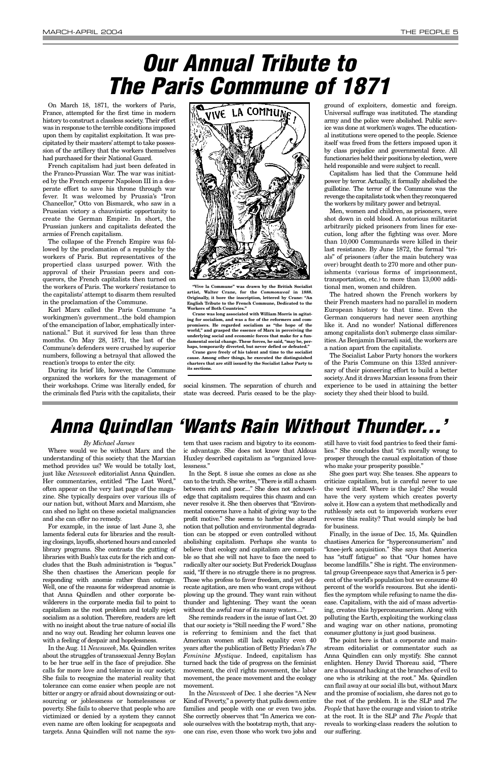# Our Annual Tribute to The Paris Commune of 1871

On March 18, 1871, the workers of Paris, France, attempted for the first time in modern history to construct a classless society. Their effort was in response to the terrible conditions imposed upon them by capitalist exploitation. It was precipitated by their masters' attempt to take possession of the artillery that the workers themselves had purchased for their National Guard.

French capitalism had just been defeated in the Franco-Prussian War. The war was initiated by the French emperor Napoleon III in a desperate effort to save his throne through war fever. It was welcomed by Prussia's "Iron Chancellor," Otto von Bismarck, who saw in a Prussian victory a chauvinistic opportunity to create the German Empire. In short, the Prussian junkers and capitalists defeated the armies of French capitalism.

The collapse of the French Empire was followed by the proclamation of a republic by the workers of Paris. But representatives of the propertied class usurped power. With the approval of their Prussian peers and conquerors, the French capitalists then turned on the workers of Paris. The workers' resistance to the capitalists' attempt to disarm them resulted in the proclamation of the Commune.

Karl Marx called the Paris Commune "a workingmen's government...the bold champion of the emancipation of labor, emphatically international." But it survived for less than three months. On May 28, 1871, the last of the Commune's defenders were crushed by superior numbers, following a betrayal that allowed the reaction's troops to enter the city.

During its brief life, however, the Commune organized the workers for the management of their workshops. Crime was literally ended, for the criminals fled Paris with the capitalists, their social kinsmen. The separation of church and state was decreed. Paris ceased to be the playground of exploiters, domestic and foreign. Universal suffrage was instituted. The standing army and the police were abolished. Public service was done at workmen's wages. The educational institutions were opened to the people. Science itself was freed from the fetters imposed upon it by class prejudice and governmental force. All functionaries held their positions by election, were held responsible and were subject to recall.

**"Vive la Commune" was drawn by the British Socialist artist, Walter Crane, for the *Commonweal* in 1888. Originally, it bore the inscription, lettered by Crane: "An English Tribute to the French Commune, Dedicated to the Workers of Both Countries."**

**Crane was long associated with William Morris in agitating for socialism, and was a foe of the reformers and compromisers. He regarded socialism as "the hope of the world," and grasped the essence of Marx in perceiving the underlying social and economic forces that make for a fundamental social change. These forces, he said, "may be, perhaps, temporarily diverted, but never defied or defeated."**

**Crane gave freely of his talent and time to the socialist cause. Among other things, he executed the distinguished charters that are still issued by the Socialist Labor Party to its sections.**

Capitalism has lied that the Commune held power by terror. Actually, it formally abolished the guillotine. The terror of the Commune was the revenge the capitalists took when they reconquered the workers by military power and betrayal.

Men, women and children, as prisoners, were shot down in cold blood. A notorious militarist arbitrarily picked prisoners from lines for execution, long after the fighting was over. More than 10,000 Communards were killed in their last resistance. By June 1872, the formal "trials" of prisoners (after the main butchery was over) brought death to 270 more and other punishments (various forms of imprisonment, transportation, etc.) to more than 13,000 additional men, women and children.

The hatred shown the French workers by their French masters had no parallel in modern European history to that time. Even the German conquerors had never seen anything like it. And no wonder! National differences among capitalists don't submerge class similarities. As Benjamin Disraeli said, the workers are a nation apart from the capitalists.

The Socialist Labor Party honors the workers of the Paris Commune on this 133rd anniversary of their pioneering effort to build a better society. And it draws Marxian lessons from their experience to be used in attaining the better society they shed their blood to build.

# Anna Quindlan 'Wants Rain Without Thunder...'

*By Michael James*

Where would we be without Marx and the understanding of this society that the Marxian method provides us? We would be totally lost, just like *Newsweek* editorialist Anna Quindlen. Her commentaries, entitled "The Last Word," often appear on the very last page of the magazine. She typically despairs over various ills of our nation but, without Marx and Marxism, she can shed no light on these societal malignancies and she can offer no remedy.

For example, in the issue of last June 3, she laments federal cuts for libraries and the resulting closings, layoffs, shortened hours and canceled library programs. She contrasts the gutting of libraries with Bush's tax cuts for the rich and concludes that the Bush administration is "bogus." She then chastises the American people for responding with anomie rather than outrage. Well, one of the reasons for widespread anomie is that Anna Quindlen and other corporate bewilderers in the corporate media fail to point to capitalism as the root problem and totally reject socialism as a solution. Therefore, readers are left with no insight about the true nature of social ills and no way out. Reading her column leaves one with a feeling of despair and hopelessness.

In the Aug. 11 *Newsweek*, Ms. Quindlen writes about the struggles of transsexual Jenny Boylan to be her true self in the face of prejudice. She calls for more love and tolerance in our society. She fails to recognize the material reality that tolerance can come easier when people are not bitter or angry or afraid about downsizing or outsourcing or joblessness or homelessness or poverty. She fails to observe that people who are victimized or denied by a system they cannot even name are often looking for scapegoats and targets. Anna Quindlen will not name the system that uses racism and bigotry to its economic advantage. She does not know that Aldous Huxley described capitalism as "organized lovelessness."

In the Sept. 8 issue she comes as close as she can to the truth. She writes, "There is still a chasm between rich and poor...." She does not acknowledge that capitalism requires this chasm and can never resolve it. She then observes that "Environmental concerns have a habit of giving way to the profit motive." She seems to harbor the absurd notion that pollution and environmental degradation can be stopped or even controlled without abolishing capitalism. Perhaps she wants to believe that ecology and capitalism are compatible so that she will not have to face the need to radically alter our society. But Frederick Douglass said, "If there is no struggle there is no progress. Those who profess to favor freedom, and yet deprecate agitation, are men who want crops without plowing up the ground. They want rain without thunder and lightening. They want the ocean without the awful roar of its many waters...."

She reminds readers in the issue of last Oct. 20 that our society is "Still needing the F word." She is referring to feminism and the fact that American women still lack equality even 40 years after the publication of Betty Friedan's *The Feminine Mystique*. Indeed, capitalism has turned back the tide of progress on the feminist movement, the civil rights movement, the labor movement, the peace movement and the ecology movement.

In the *Newsweek* of Dec. 1 she decries "A New Kind of Poverty," a poverty that pulls down entire families and people with one or even two jobs. She correctly observes that "In America we console ourselves with the bootstrap myth, that anyone can rise, even those who work two jobs and still have to visit food pantries to feed their families." She concludes that "it's morally wrong to prosper through the casual exploitation of those who make your prosperity possible."

She goes part way. She teases. She appears to criticize capitalism, but is careful never to use the word itself. Where is the logic? She would have the very system which creates poverty solve it. How can a system that methodically and ruthlessly sets out to impoverish workers ever reverse this reality? That would simply be bad for business.

Finally, in the issue of Dec. 15, Ms. Quindlen chastises America for "hyperconsumerism" and "knee-jerk acquisition." She says that America has "stuff fatigue" so that "Our homes have become landfills." She is right. The environmental group Greenpeace says that America is 5 percent of the world's population but we consume 40 percent of the world's resources. But she identifies the symptom while refusing to name the disease. Capitalism, with the aid of mass advertising, creates this hyperconsumerism. Along with polluting the Earth, exploiting the working class and waging war on other nations, promoting consumer gluttony is just good business.

The point here is that a corporate and mainstream editorialist or commentator such as Anna Quindlen can only mystify. She cannot enlighten. Henry David Thoreau said, "There are a thousand hacking at the branches of evil to one who is striking at the root." Ms. Quindlen can flail away at our social ills but, without Marx and the promise of socialism, she dares not go to the root of the problem. It is the SLP and *The People* that have the courage and vision to strike at the root. It is the SLP and *The People* that reveals to working-class readers the solution to our suffering.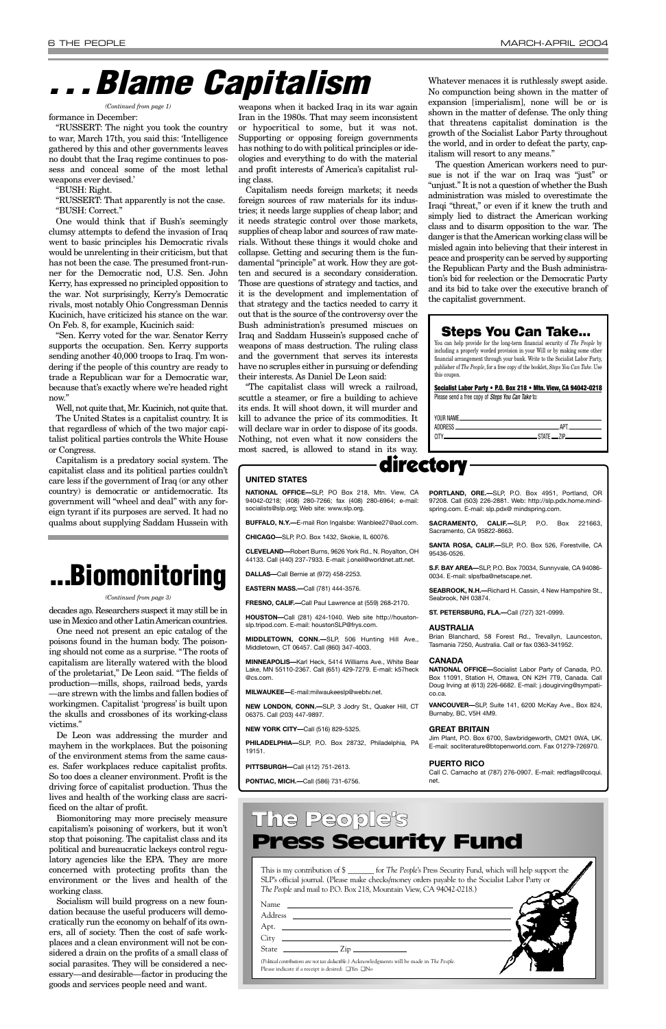# . . . Blame Capitalism

*(Continued from page 1)*

formance in December:

"RUSSERT: The night you took the country to war, March 17th, you said this: 'Intelligence gathered by this and other governments leaves no doubt that the Iraq regime continues to possess and conceal some of the most lethal weapons ever devised.'

"BUSH: Right.

"RUSSERT: That apparently is not the case.

"BUSH: Correct."

One would think that if Bush's seemingly clumsy attempts to defend the invasion of Iraq went to basic principles his Democratic rivals would be unrelenting in their criticism, but that has not been the case. The presumed front-runner for the Democratic nod, U.S. Sen. John Kerry, has expressed no principled opposition to the war. Not surprisingly, Kerry's Democratic rivals, most notably Ohio Congressman Dennis Kucinich, have criticized his stance on the war. On Feb. 8, for example, Kucinich said:

"Sen. Kerry voted for the war. Senator Kerry supports the occupation. Sen. Kerry supports sending another 40,000 troops to Iraq. I'm wondering if the people of this country are ready to trade a Republican war for a Democratic war, because that's exactly where we're headed right now."

Well, not quite that, Mr. Kucinich, not quite that.

The United States is a capitalist country. It is that regardless of which of the two major capitalist political parties controls the White House or Congress.

Capitalism is a predatory social system. The capitalist class and its political parties couldn't care less if the government of Iraq (or any other country) is democratic or antidemocratic. Its government will "wheel and deal" with any foreign tyrant if its purposes are served. It had no qualms about supplying Saddam Hussein with weapons when it backed Iraq in its war against Iran in the 1980s. That may seem inconsistent or hypocritical to some, but it was not. Supporting or opposing foreign governments has nothing to do with political principles or ideologies and everything to do with the material and profit interests of America's capitalist ruling class.

Capitalism needs foreign markets; it needs foreign sources of raw materials for its industries; it needs large supplies of cheap labor; and it needs strategic control over those markets, supplies of cheap labor and sources of raw materials. Without these things it would choke and collapse. Getting and securing them is the fundamental "principle" at work. How they are gotten and secured is a secondary consideration. Those are questions of strategy and tactics, and it is the development and implementation of that strategy and the tactics needed to carry it out that is the source of the controversy over the Bush administration's presumed miscues on Iraq and Saddam Hussein's supposed cache of weapons of mass destruction. The ruling class and the government that serves its interests have no scruples either in pursuing or defending their interests. As Daniel De Leon said:

"The capitalist class will wreck a railroad, scuttle a steamer, or fire a building to achieve its ends. It will shoot down, it will murder and kill to advance the price of its commodities. It will declare war in order to dispose of its goods. Nothing, not even what it now considers the most sacred, is allowed to stand in its way. Whatever menaces it is ruthlessly swept aside. No compunction being shown in the matter of expansion [imperialism], none will be or is shown in the matter of defense. The only thing that threatens capitalist domination is the growth of the Socialist Labor Party throughout the world, and in order to defeat the party, capitalism will resort to any means."

The question American workers need to pursue is not if the war on Iraq was "just" or "unjust." It is not a question of whether the Bush administration was misled to overestimate the Iraqi "threat," or even if it knew the truth and simply lied to distract the American working class and to disarm opposition to the war. The danger is that the American working class will be misled again into believing that their interest in peace and prosperity can be served by supporting the Republican Party and the Bush administration's bid for reelection or the Democratic Party and its bid to take over the executive branch of the capitalist government.

## Steps You Can Take...

You can help provide for the long-term financial security of *The People* by including a properly worded provision in your Will or by making some other financial arrangement through your bank. Write to the Socialist Labor Party, publisher of *The People*, for a free copy of the booklet, *Steps You Can Take*. Use this coupon.

**Socialist Labor Party • P.O. Box 218 • Mtn. View, CA 94042-0218**

Please send a free copy of *Steps You Can Take* to:

YOUR NAME ____________________

ADDRESS ____________________ APT. ______

CITY ____________________ STATE ____ ZIP ________

# ...Biomonitoring

*(Continued from page 3)*

decades ago. Researchers suspect it may still be in use in Mexico and other Latin American countries.

One need not present an epic catalog of the poisons found in the human body. The poisoning should not come as a surprise. "The roots of capitalism are literally watered with the blood of the proletariat," De Leon said. "The fields of production—mills, shops, railroad beds, yards—are strewn with the limbs and fallen bodies of workingmen. Capitalist 'progress' is built upon the skulls and crossbones of its working-class victims."

De Leon was addressing the murder and mayhem in the workplaces. But the poisoning of the environment stems from the same causes. Safer workplaces reduce capitalist profits. So too does a cleaner environment. Profit is the driving force of capitalist production. Thus the lives and health of the working class are sacrificed on the altar of profit.

Biomonitoring may more precisely measure capitalism's poisoning of workers, but it won't stop that poisoning. The capitalist class and its political and bureaucratic lackeys control regulatory agencies like the EPA. They are more concerned with protecting profits than the environment or the lives and health of the working class.

Socialism will build progress on a new foundation because the useful producers will democratically run the economy on behalf of its owners, all of society. Then the cost of safe workplaces and a clean environment will not be considered a drain on the profits of a small class of social parasites. They will be considered a necessary—and desirable—factor in producing the goods and services people need and want.

# directory

### UNITED STATES

**NATIONAL OFFICE—**SLP, PO Box 218, Mtn. View, CA 94042-0218; (408) 280-7266; fax (408) 280-6964; e-mail: socialists@slp.org; Web site: www.slp.org.

**BUFFALO, N.Y.—**E-mail Ron Ingalsbe: Wanblee27@aol.com.

**CHICAGO—**SLP, P.O. Box 1432, Skokie, IL 60076.

**CLEVELAND—**Robert Burns, 9626 York Rd., N. Royalton, OH 44133. Call (440) 237-7933. E-mail: j.oneil@worldnet.att.net.

**DALLAS—**Call Bernie at (972) 458-2253.

**EASTERN MASS.—**Call (781) 444-3576.

**FRESNO, CALIF.—**Call Paul Lawrence at (559) 268-2170.

**HOUSTON—**Call (281) 424-1040. Web site http://houstonslp.tripod.com. E-mail: houstonSLP@frys.com.

**MIDDLETOWN, CONN.—**SLP, 506 Hunting Hill Ave., Middletown, CT 06457. Call (860) 347-4003.

**MINNEAPOLIS—**Karl Heck, 5414 Williams Ave., White Bear Lake, MN 55110-2367. Call (651) 429-7279. E-mail: k57heck@cs.com.

**MILWAUKEE—**E-mail:milwaukeeslp@webtv.net.

**NEW LONDON, CONN.—**SLP, 3 Jodry St., Quaker Hill, CT 06375. Call (203) 447-9897.

**NEW YORK CITY—**Call (516) 829-5325.

**PHILADELPHIA—**SLP, P.O. Box 28732, Philadelphia, PA 19151.

**PITTSBURGH—**Call (412) 751-2613.

**PONTIAC, MICH.—**Call (586) 731-6756.

**PORTLAND, ORE.—**SLP, P.O. Box 4951, Portland, OR 97208. Call (503) 226-2881. Web: http://slp.pdx.home.mindspring.com. E-mail: slp.pdx@ mindspring.com.

**SACRAMENTO, CALIF.—**SLP, P.O. Box 221663, Sacramento, CA 95822-8663.

**SANTA ROSA, CALIF.—**SLP, P.O. Box 526, Forestville, CA 95436-0526.

**S.F. BAY AREA—**SLP, P.O. Box 70034, Sunnyvale, CA 94086-0034. E-mail: slpsfba@netscape.net.

**SEABROOK, N.H.—**Richard H. Cassin, 4 New Hampshire St., Seabrook, NH 03874.

**ST. PETERSBURG, FLA.—**Call (727) 321-0999.

### AUSTRALIA

Brian Blanchard, 58 Forest Rd., Trevallyn, Launceston, Tasmania 7250, Australia. Call or fax 0363-341952.

### CANADA

**NATIONAL OFFICE—**Socialist Labor Party of Canada, P.O. Box 11091, Station H, Ottawa, ON K2H 7T9, Canada. Call Doug Irving at (613) 226-6682. E-mail: j.dougirving@sympatico.ca.

**VANCOUVER—**SLP, Suite 141, 6200 McKay Ave., Box 824, Burnaby, BC, V5H 4M9.

### GREAT BRITAIN

Jim Plant, P.O. Box 6700, Sawbridgeworth, CM21 0WA, UK. E-mail: socliterature@btopenworld.com. Fax 01279-726970.

### PUERTO RICO

Call C. Camacho at (787) 276-0907. E-mail: redflags@coqui.net.

# The People's Press Security Fund

This is my contribution of $ _______ for *The People*'s Press Security Fund, which will help support the SLP's official journal. (Please make checks/money orders payable to the Socialist Labor Party or *The People* and mail to P.O. Box 218, Mountain View, CA 94042-0218.)

Name ____________________

Address ____________________

Apt. ____________________

City ____________________

State ____________ Zip ____________

*(Political contributions are not tax deductible.)* Acknowledgments will be made in *The People*. Please indicate if a receipt is desired: ☐Yes ☐No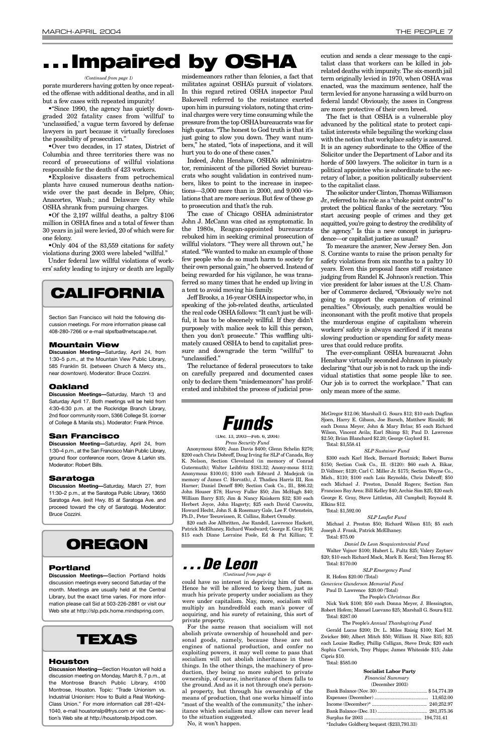# . . . Impaired by OSHA

*(Continued from page 1)*

porate murderers having gotten by once repeated the offense with additional deaths, and in all but a few cases with repeated impunity!

•"Since 1990, the agency has quietly downgraded 202 fatality cases from 'willful' to 'unclassified,' a vague term favored by defense lawyers in part because it virtually forecloses the possibility of prosecution."

•Over two decades, in 17 states, District of Columbia and three territories there was no record of prosecutions of willful violations responsible for the death of 423 workers.

•Explosive disasters from petrochemical plants have caused numerous deaths nationwide over the past decade in Belpre, Ohio; Anacortes, Wash.; and Delaware City while OSHA shrank from pursuing charges.

•Of the 2,197 willful deaths, a paltry $106 million in OSHA fines and a total of fewer than 30 years in jail were levied, 20 of which were for one felony.

•Only 404 of the 83,559 citations for safety violations during 2003 were labeled "willful."

Under federal law willful violations of workers' safety leading to injury or death are legally misdemeanors rather than felonies, a fact that militates against OSHA's pursuit of violators. In this regard retired OSHA inspector Paul Bakewell referred to the resistance exerted upon him in pursuing violators, noting that criminal charges were very time consuming while the pressure from the top OSHA bureaucrats was for high quotas. "The honest to God truth is that it's just going to slow you down. They want numbers," he stated, "lots of inspections, and it will hurt you to do one of these cases."

Indeed, John Henshaw, OSHA's administrator, reminiscent of the pilloried Soviet bureaucrats who sought validation in contrived numbers, likes to point to the increase in inspections—3,000 more than in 2000, and 9,000 violations that are more serious. But few of these go to prosecution and that's the rub.

The case of Chicago OSHA administrator John J. McCann was cited as symptomatic. In the 1980s, Reagan-appointed bureaucrats rebuked him in seeking criminal prosecution of willful violators. "They were all thrown out," he stated. "We wanted to make an example of those few people who do so much harm to society for their own personal gain," he observed. Instead of being rewarded for his vigilance, he was transferred so many times that he ended up living in a tent to avoid moving his family.

Jeff Brooks, a 16-year OSHA inspector who, in speaking of the job-related deaths, articulated the real code OSHA follows: "It can't just be willful, it has to be obscenely willful. If they didn't purposely with malice seek to kill this person, then you don't prosecute." This waffling ultimately caused OSHA to bend to capitalist pressure and downgrade the term "willful" to "unclassified."

The reluctance of federal prosecutors to take on carefully prepared and documented cases only to declare them "misdemeanors" has proliferated and inhibited the process of judicial prosecution and sends a clear message to the capitalist class that workers can be killed in job-related deaths with impunity. The six-month jail term originally levied in 1970, when OSHA was enacted, was the maximum sentence, half the term levied for anyone harassing a wild burro on federal lands! Obviously, the asses in Congress are more protective of their own breed.

The fact is that OSHA is a vulnerable ploy advanced by the political state to protect capitalist interests while beguiling the working class with the notion that workplace safety is assured. It is an agency subordinate to the Office of the Solicitor under the Department of Labor and its horde of 500 lawyers. The solicitor in turn is a political appointee who is subordinate to the secretary of labor, a position politically subservient to the capitalist class.

The solicitor under Clinton, Thomas Williamson Jr., referred to his role as a "choke point control" to protect the political flanks of the secretary. "You start accusing people of crimes and they get acquitted, you're going to destroy the credibility of the agency." Is this a new concept in jurisprudence—or capitalist justice as usual?

To measure the answer, New Jersey Sen. Jon S. Corzine wants to raise the prison penalty for safety violations from six months to a paltry 10 years. Even this proposal faces stiff resistance judging from Randel K. Johnson's reaction. This vice president for labor issues at the U.S. Chamber of Commerce declared, "Obviously we're not going to support the expansion of criminal penalties." Obviously, such penalties would be inconsonant with the profit motive that propels the murderous engine of capitalism wherein workers' safety is always sacrificed if it means slowing production or spending for safety measures that could reduce profits.

The ever-compliant OSHA bureaucrat John Henshaw virtually seconded Johnson in piously declaring "that our job is not to rack up the individual statistics that some people like to see. Our job is to correct the workplace." That can only mean more of the same.

# CALIFORNIA

Section San Francisco will hold the following discussion meetings. For more information please call 408-280-7266 or e-mail slpsfba@netscape.net.

### Mountain View

**Discussion Meeting—**Saturday, April 24, from 1:30–5 p.m., at the Mountain View Public Library, 585 Franklin St. (between Church & Mercy sts., near downtown). Moderator: Bruce Cozzini.

### Oakland

**Discussion Meetings—**Saturday, March 13 and Saturday April 17. Both meetings will be held from 4:30–6:30 p.m. at the Rockridge Branch Library, 2nd floor community room, 5366 College St. (corner of College & Manila sts.). Moderator: Frank Prince.

### San Francisco

**Discussion Meeting—**Saturday, April 24, from 1:30–4 p.m., at the San Francisco Main Public Library, ground floor conference room, Grove & Larkin sts. Moderator: Robert Bills.

### Saratoga

**Discussion Meeting—**Saturday, March 27, from 11:30–2 p.m., at the Saratoga Public Library, 13650 Saratoga Ave. (exit Hwy. 85 at Saratoga Ave. and proceed toward the city of Saratoga). Moderator: Bruce Cozzini.

# OREGON

### Portland

**Discussion Meetings—**Section Portland holds discussion meetings every second Saturday of the month. Meetings are usually held at the Central Library, but the exact time varies. For more information please call Sid at 503-226-2881 or visit our Web site at http://slp.pdx.home.mindspring.com.

# TEXAS

### Houston

**Discussion Meeting—**Section Houston will hold a discussion meeting on Monday, March 8, 7 p.m., at the Montrose Branch Public Library, 4100 Montrose, Houston. Topic: "Trade Unionism vs. Industrial Unionism: How to Build a Real Working-Class Union." For more information call 281-424-1040, e-mail houstonslp@frys.com or visit the section's Web site at http://houstonslp.tripod.com.

# Funds

(Dec. 13, 2003—Feb. 6, 2004)

*Press Security Fund*

Anonymous $500; Joan Davis $400; Glenn Schelin $276; $200 each Chris Dobreff, Doug Irving for SLP of Canada, Roy K. Nelson, Section Cleveland (in memory of Conrad Gutermuth); Walter Leibfritz $183.32; Anony-mous $112; Anonymous $100.01; $100 each Edward J. Madejczk (in memory of James C. Horvath), J. Thadieu Harris III, Ron Harner; Daniel Deneff $90; Section Cook Co., Ill., $86.32; John Houser $78; Harvey Fuller $50; Jim McHugh $40; William Barry $35; Jim & Nancy Kniskern $32; $30 each Herbert Joyce, John Hagerty; $25 each David Carowitz, Howard Hecht, John S. & Rosemary Gale, Lee F. Ortenstein, Ph.D., Peter Teeuwissen, R. Collins, Robert Ormsby.

$20 each Joe Allbritten, Joe Randell, Lawrence Hackett, Patrick McElhaney, Richard Woodward; George E. Gray $16; $15 each Diane Lorraine Poole, Ed & Pat Killian; T. McGregor $12.06; Marshall G. Soura $12; $10 each Dagfinn Sjoen, Harry E. Gibson, Joe Barsch, Matthew Rinaldi; $6 each Donna Meyer, John & Mary Brlas; $5 each Richard Wilson, Vincent Avila; Earl Shimp $3; Paul D. Lawrence $2.50; Brian Blanchard $2.20; George Gaylord $1.

Total: $3,558.41

*SLP Sustainer Fund*

$300 each Karl Heck, Bernard Bortnick; Robert Burns $150; Section Cook Co., Ill. ($120): $60 each A. Bikar, D.Vollmer; $120; Carl C. Miller Jr. $175; Section Wayne Co., Mich., $110; $100 each Lois Reynolds, Chris Dobreff; $50 each Michael J. Preston, Donald Rogers; Section San Francisco Bay Area: Bill Kelley $40; Archie Sim $25; $20 each George E. Gray, Steve Littleton, Jill Campbell; Reynold R. Elkins $12.

Total: $1,592.00

*SLP Leaflet Fund*

Michael J. Preston $50; Richard Wilson $15; $5 each Joseph J. Frank, Patrick McElhaney.

Total: $75.00

*Daniel De Leon Sesquicentennial Fund*

Walter Vojnov $100; Hubert L. Fultz $25; Valery Zaytsev $20; $10 each Richard Mack, Mark B. Koral; Tom Herzog $5.

Total: $170.00

*SLP Emergency Fund*

R. Hofem $20.00 (Total)

*Genevieve Gunderson Memorial Fund*

Paul D. Lawrence $20.00 (Total)

The People's *Christmas Box*

Nick York $100; $50 each Donna Meyer, J. Blessington, Robert Hofem; Manuel Luevano $25; Marshall G. Soura $12.

Total: $287.00

The People's *Annual Thanksgiving Fund*

Gerald Lucas $200; Dr. L. Miles Raisig $100; Karl M. Zwicker $60; Albert Mitch $50; William H. Nace $35; $25 each Louise Radley, Phillip Colligan, Steve Druk; $20 each Sophia Carevich, Troy Phipps; James Whiteside $15; Jake Cipris $10.

Total: $585.00

**Socialist Labor Party**

*Financial Summary*

(December 2003)

| | |
|---|---|
| Bank Balance (Nov. 30) | $ 54,774.39 |
| Expenses (December) | 13,652.00 |
| Income (December)* | 240,252.97 |
| Bank Balance (Dec. 31) | 281,375.36 |
| Surplus for 2003 | 194,731.41 |

*Includes Goldberg bequest ($233,793.33)

# . . . De Leon

*(Continued from page 4)*

could have no interest in depriving him of them. Hence he will be allowed to keep them, just as much his private property under socialism as they were under capitalism. Nay, more, socialism will multiply an hundredfold each man's power of acquiring, and his surety of retaining, this sort of private property.

For the same reason that socialism will not abolish private ownership of household and personal goods, namely, because these are not engines of national production, and confer no exploiting powers, it may well come to pass that socialism will not abolish inheritance in these things. In the other things, the machinery of production, they being no more subject to private ownership, of course, inheritance of them falls to the ground. And as it is not through one's personal property, but through his ownership of the means of production, that one works himself into "most of the wealth of the community," the inheritance which socialism may allow can never lead to the situation suggested.

No, it won't happen.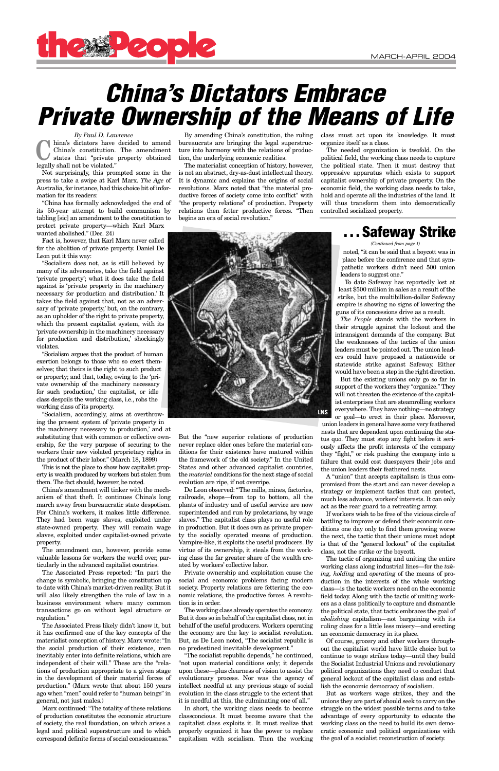# China's Dictators Embrace Private Ownership of the Means of Life

*By Paul D. Lawrence*

China's dictators have decided to amend China's constitution. The amendment states that "private property obtained legally shall not be violated."

Not surprisingly, this prompted some in the press to take a swipe at Karl Marx. *The Age* of Australia, for instance, had this choice bit of information for its readers:

"China has formally acknowledged the end of its 50-year attempt to build communism by tabling [sic] an amendment to the constitution to protect private property—which Karl Marx wanted abolished." (Dec. 24)

Fact is, however, that Karl Marx never called for the abolition of private property. Daniel De Leon put it this way:

"Socialism does not, as is still believed by many of its adversaries, take the field against 'private property'; what it does take the field against is 'private property in the machinery necessary for production and distribution.' It takes the field against that, not as an adversary of 'private property,' but, on the contrary, as an upholder of the right to private property, which the present capitalist system, with its 'private ownership in the machinery necessary for production and distribution,' shockingly violates.

"Socialism argues that the product of human exertion belongs to those who so exert themselves; that theirs is the right to such product or property; and that, today, owing to the 'private ownership of the machinery necessary for such production,' the capitalist, or idle class despoils the working class, i.e., robs the working class of its property.

"Socialism, accordingly, aims at overthrowing the present system of 'private property in the machinery necessary to production,' and at substituting that with common or collective ownership, for the very purpose of securing to the workers their now violated proprietary rights in the product of their labor." (March 18, 1899)

This is not the place to show how capitalist property is wealth produced by workers but stolen from them. The fact should, however, be noted.

China's amendment will tinker with the mechanism of that theft. It continues China's long march away from bureaucratic state despotism. For China's workers, it makes little difference. They had been wage slaves, exploited under state-owned property. They will remain wage slaves, exploited under capitalist-owned private property.

The amendment can, however, provide some valuable lessons for workers the world over, particularly in the advanced capitalist countries.

The Associated Press reported: "In part the change is symbolic, bringing the constitution up to date with China's market-driven reality. But it will also likely strengthen the rule of law in a business environment where many common transactions go on without legal structure or regulation."

The Associated Press likely didn't know it, but it has confirmed one of the key concepts of the materialist conception of history. Marx wrote: "In the social production of their existence, men inevitably enter into definite relations, which are independent of their will." These are the "relations of production appropriate to a given stage in the development of their material forces of production." (Marx wrote that about 150 years ago when "men" could refer to "human beings" in general, not just males.)

Marx continued: "The totality of these relations of production constitutes the economic structure of society, the real foundation, on which arises a legal and political superstructure and to which correspond definite forms of social consciousness."

By amending China's constitution, the ruling bureaucrats are bringing the legal superstructure into harmony with the relations of production, the underlying economic realities.

The materialist conception of history, however, is not an abstract, dry-as-dust intellectual theory. It is dynamic and explains the origins of social revolutions. Marx noted that "the material productive forces of society come into conflict" with "the property relations" of production. Property relations then fetter productive forces. "Then begins an era of social revolution."

But the "new superior relations of production never replace older ones before the material conditions for their existence have matured within the framework of the old society." In the United States and other advanced capitalist countries, the *material* conditions for the next stage of social evolution are ripe, if not overripe.

De Leon observed: "The mills, mines, factories, railroads, shops—from top to bottom, all the plants of industry and of useful service are now superintended and run by proletarians, by wage slaves." The capitalist class plays no useful role in production. But it does own as private property the socially operated means of production. Vampire-like, it exploits the useful producers. By virtue of its ownership, it steals from the working class the far greater share of the wealth created by workers' collective labor.

Private ownership and exploitation cause the social and economic problems facing modern society. Property relations are fettering the economic relations, the productive forces. A revolution is in order.

The working class already operates the economy. But it does so in behalf of the capitalist class, not in behalf of the useful producers. Workers operating the economy are the key to socialist revolution. But, as De Leon noted, "The socialist republic is no predestined inevitable development."

"The socialist republic depends," he continued, "not upon material conditions only; it depends upon these—plus clearness of vision to assist the evolutionary process. Nor was the agency of intellect needful at any previous stage of social evolution in the class struggle to the extent that it is needful at this, the culminating one of all."

In short, the working class needs to become classconscious. It must become aware that the capitalist class exploits it. It must realize that properly organized it has the power to replace capitalism with socialism. Then the working class must act upon its knowledge. It must organize itself as a class.

The needed organization is twofold. On the political field, the working class needs to capture the political state. Then it must destroy that oppressive apparatus which exists to support capitalist ownership of private property. On the economic field, the working class needs to take, hold and operate all the industries of the land. It will thus transform them into democratically controlled socialized property.

LNS

## ...Safeway Strike

*(Continued from page 1)*

noted, "it can be said that a boycott was in place before the conference and that sympathetic workers didn't need 500 union leaders to suggest one."

To date Safeway has reportedly lost at least $500 million in sales as a result of the strike, but the multibillion-dollar Safeway empire is showing no signs of lowering the guns of its concessions drive as a result.

*The People* stands with the workers in their struggle against the lockout and the intransigent demands of the company. But the weaknesses of the tactics of the union leaders must be pointed out. The union leaders could have proposed a nationwide or statewide strike against Safeway. Either would have been a step in the right direction.

But the existing unions only go so far in support of the workers they "organize." They will not threaten the existence of the capitalist enterprises that are steamrolling workers everywhere. They have nothing—no strategy or goal—to erect in their place. Moreover, union leaders in general have some very feathered nests that are dependent upon continuing the status quo. They must stop any fight before it seriously affects the profit interests of the company they "fight," or risk pushing the company into a failure that could cost duespayers their jobs and the union leaders their feathered nests.

A "union" that accepts capitalism is thus compromised from the start and can never develop a strategy or implement tactics that can protect, much less advance, workers' interests. It can only act as the rear guard to a retreating army.

If workers wish to be free of the vicious circle of battling to improve or defend their economic conditions one day only to find them growing worse the next, the tactic that their unions must adopt is that of the "general lockout" of the capitalist class, not the strike or the boycott.

The tactic of organizing and uniting the entire working class along industrial lines—for the *taking, holding* and *operating* of the means of production in the interests of the whole working class—is the tactic workers need on the economic field today. Along with the tactic of uniting workers as a class politically to capture and dismantle the political state, that tactic embraces the goal of *abolishing* capitalism—not bargaining with its ruling class for a little less misery—and erecting an economic democracy in its place.

Of course, grocery and other workers throughout the capitalist world have little choice but to continue to wage strikes today—until they build the Socialist Industrial Unions and revolutionary political organizations they need to conduct that general lockout of the capitalist class and establish the economic democracy of socialism.

But as workers wage strikes, they and the unions they are part of should seek to carry on the struggle on the widest possible terms and to take advantage of every opportunity to educate the working class on the need to build its own democratic economic and political organizations with the goal of a socialist reconstruction of society.